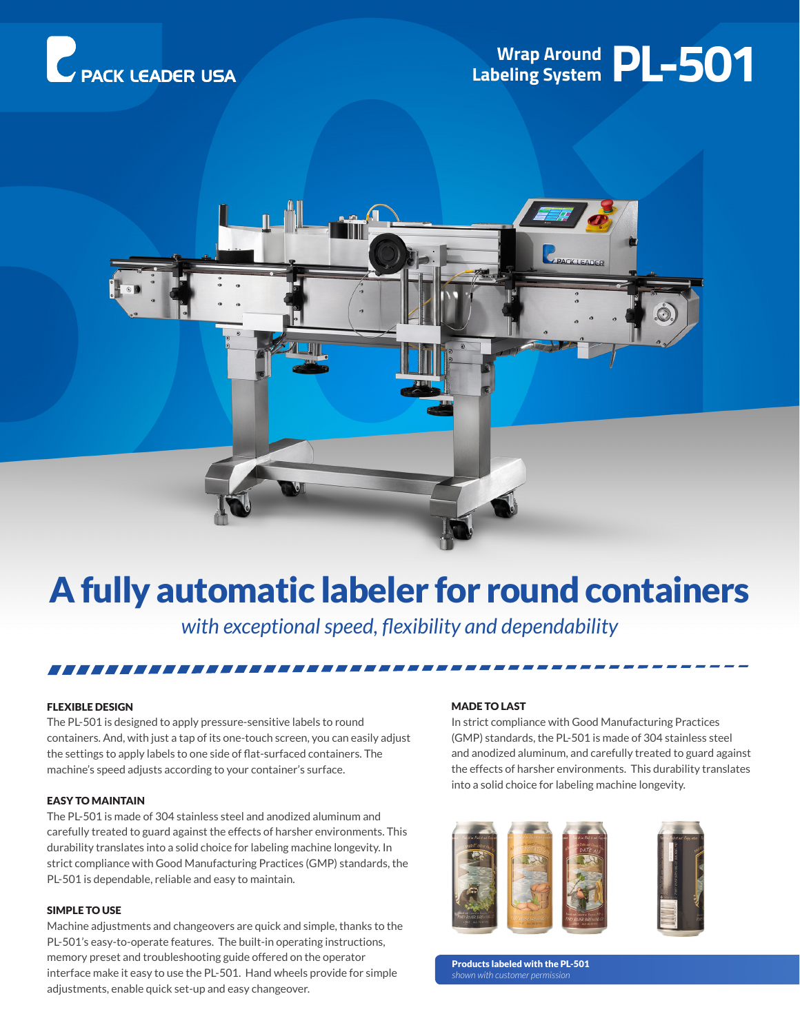PACK LEADER USA

# Wrap Around Labeling System PL-501

# A fully automatic labeler for round containers

*with exceptional speed, flexibility and dependability*

#### FLEXIBLE DESIGN

The PL-501 is designed to apply pressure-sensitive labels to round containers. And, with just a tap of its one-touch screen, you can easily adjust the settings to apply labels to one side of flat-surfaced containers. The machine's speed adjusts according to your container's surface.

#### EASY TO MAINTAIN

The PL-501 is made of 304 stainless steel and anodized aluminum and carefully treated to guard against the effects of harsher environments. This durability translates into a solid choice for labeling machine longevity. In strict compliance with Good Manufacturing Practices (GMP) standards, the PL-501 is dependable, reliable and easy to maintain.

#### SIMPLE TO USE

Machine adjustments and changeovers are quick and simple, thanks to the PL-501's easy-to-operate features. The built-in operating instructions, memory preset and troubleshooting guide offered on the operator interface make it easy to use the PL-501. Hand wheels provide for simple adjustments, enable quick set-up and easy changeover.

#### MADE TO LAST

In strict compliance with Good Manufacturing Practices (GMP) standards, the PL-501 is made of 304 stainless steel and anodized aluminum, and carefully treated to guard against the effects of harsher environments. This durability translates into a solid choice for labeling machine longevity.

**Products labeled with the PL-501**
*shown with customer permission*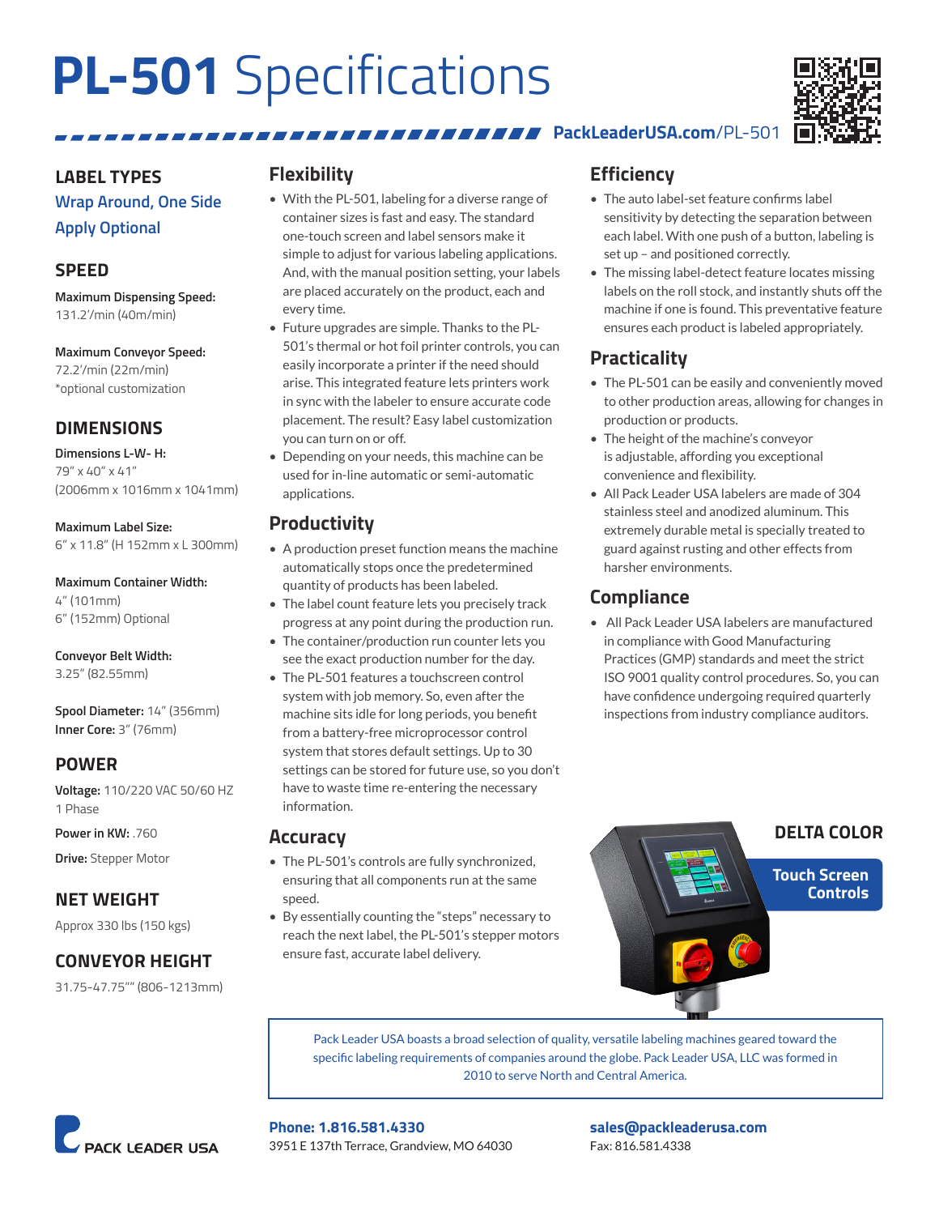# PL-501 Specifications

PackLeaderUSA.com/PL-501

## LABEL TYPES

Wrap Around, One Side

Apply Optional

## SPEED

**Maximum Dispensing Speed:**
131.2'/min (40m/min)

**Maximum Conveyor Speed:**
72.2'/min (22m/min)
*optional customization

## DIMENSIONS

**Dimensions L-W- H:**
79" x 40" x 41"
(2006mm x 1016mm x 1041mm)

**Maximum Label Size:**
6" x 11.8" (H 152mm x L 300mm)

**Maximum Container Width:**
4" (101mm)
6" (152mm) Optional

**Conveyor Belt Width:**
3.25" (82.55mm)

**Spool Diameter:** 14" (356mm)
**Inner Core:** 3" (76mm)

## POWER

**Voltage:** 110/220 VAC 50/60 HZ
1 Phase

**Power in KW:** .760

**Drive:** Stepper Motor

## NET WEIGHT

Approx 330 lbs (150 kgs)

## CONVEYOR HEIGHT

31.75-47.75"" (806-1213mm)

## Flexibility

- With the PL-501, labeling for a diverse range of container sizes is fast and easy. The standard one-touch screen and label sensors make it simple to adjust for various labeling applications. And, with the manual position setting, your labels are placed accurately on the product, each and every time.
- Future upgrades are simple. Thanks to the PL-501's thermal or hot foil printer controls, you can easily incorporate a printer if the need should arise. This integrated feature lets printers work in sync with the labeler to ensure accurate code placement. The result? Easy label customization you can turn on or off.
- Depending on your needs, this machine can be used for in-line automatic or semi-automatic applications.

## Productivity

- A production preset function means the machine automatically stops once the predetermined quantity of products has been labeled.
- The label count feature lets you precisely track progress at any point during the production run.
- The container/production run counter lets you see the exact production number for the day.
- The PL-501 features a touchscreen control system with job memory. So, even after the machine sits idle for long periods, you benefit from a battery-free microprocessor control system that stores default settings. Up to 30 settings can be stored for future use, so you don't have to waste time re-entering the necessary information.

## Accuracy

- The PL-501's controls are fully synchronized, ensuring that all components run at the same speed.
- By essentially counting the "steps" necessary to reach the next label, the PL-501's stepper motors ensure fast, accurate label delivery.

## Efficiency

- The auto label-set feature confirms label sensitivity by detecting the separation between each label. With one push of a button, labeling is set up – and positioned correctly.
- The missing label-detect feature locates missing labels on the roll stock, and instantly shuts off the machine if one is found. This preventative feature ensures each product is labeled appropriately.

## Practicality

- The PL-501 can be easily and conveniently moved to other production areas, allowing for changes in production or products.
- The height of the machine's conveyor is adjustable, affording you exceptional convenience and flexibility.
- All Pack Leader USA labelers are made of 304 stainless steel and anodized aluminum. This extremely durable metal is specially treated to guard against rusting and other effects from harsher environments.

## Compliance

- All Pack Leader USA labelers are manufactured in compliance with Good Manufacturing Practices (GMP) standards and meet the strict ISO 9001 quality control procedures. So, you can have confidence undergoing required quarterly inspections from industry compliance auditors.

**DELTA COLOR**

**Touch Screen Controls**

Pack Leader USA boasts a broad selection of quality, versatile labeling machines geared toward the specific labeling requirements of companies around the globe. Pack Leader USA, LLC was formed in 2010 to serve North and Central America.

PACK LEADER USA

**Phone: 1.816.581.4330**
3951 E 137th Terrace, Grandview, MO 64030

**sales@packleaderusa.com**
Fax: 816.581.4338